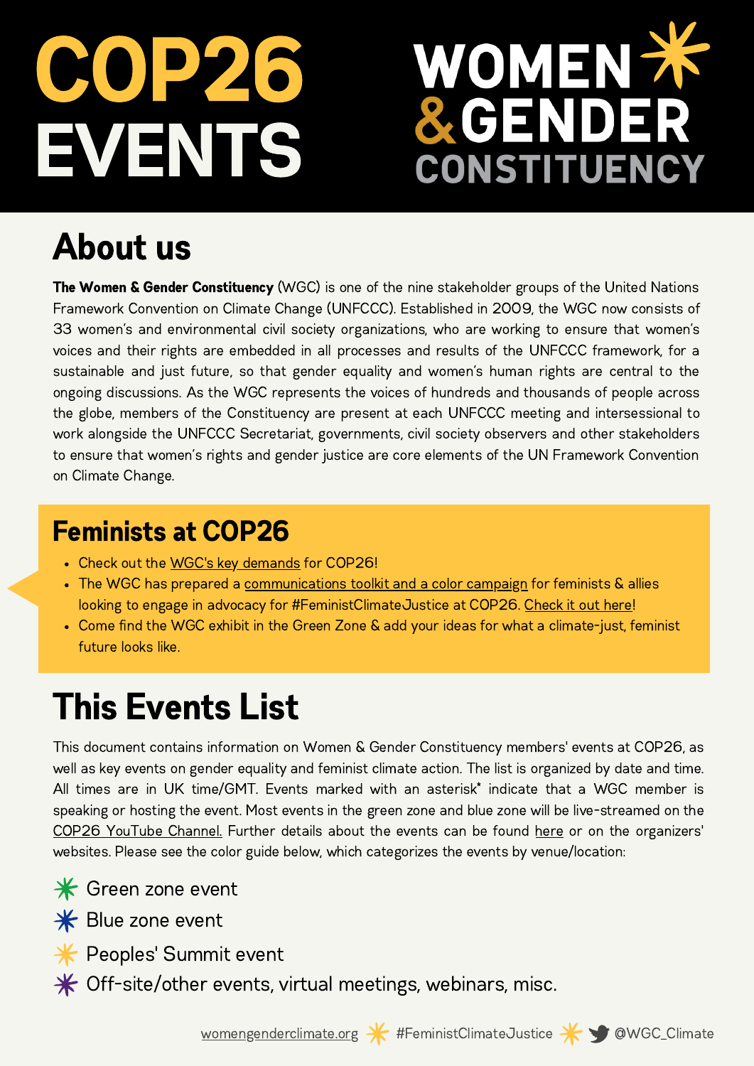# COP26 EVENTS

# WOMEN & GENDER CONSTITUENCY

## About us

**The Women & Gender Constituency** (WGC) is one of the nine stakeholder groups of the United Nations Framework Convention on Climate Change (UNFCCC). Established in 2009, the WGC now consists of 33 women's and environmental civil society organizations, who are working to ensure that women's voices and their rights are embedded in all processes and results of the UNFCCC framework, for a sustainable and just future, so that gender equality and women's human rights are central to the ongoing discussions. As the WGC represents the voices of hundreds and thousands of people across the globe, members of the Constituency are present at each UNFCCC meeting and intersessional to work alongside the UNFCCC Secretariat, governments, civil society observers and other stakeholders to ensure that women's rights and gender justice are core elements of the UN Framework Convention on Climate Change.

## Feminists at COP26

- Check out the WGC's key demands for COP26!
- The WGC has prepared a communications toolkit and a color campaign for feminists & allies looking to engage in advocacy for #FeministClimateJustice at COP26. Check it out here!
- Come find the WGC exhibit in the Green Zone & add your ideas for what a climate-just, feminist future looks like.

## This Events List

This document contains information on Women & Gender Constituency members' events at COP26, as well as key events on gender equality and feminist climate action. The list is organized by date and time. All times are in UK time/GMT. Events marked with an asterisk* indicate that a WGC member is speaking or hosting the event. Most events in the green zone and blue zone will be live-streamed on the COP26 YouTube Channel. Further details about the events can be found here or on the organizers' websites. Please see the color guide below, which categorizes the events by venue/location:

- Green zone event
- Blue zone event
- Peoples' Summit event
- Off-site/other events, virtual meetings, webinars, misc.

womengenderclimate.org #FeministClimateJustice @WGC_Climate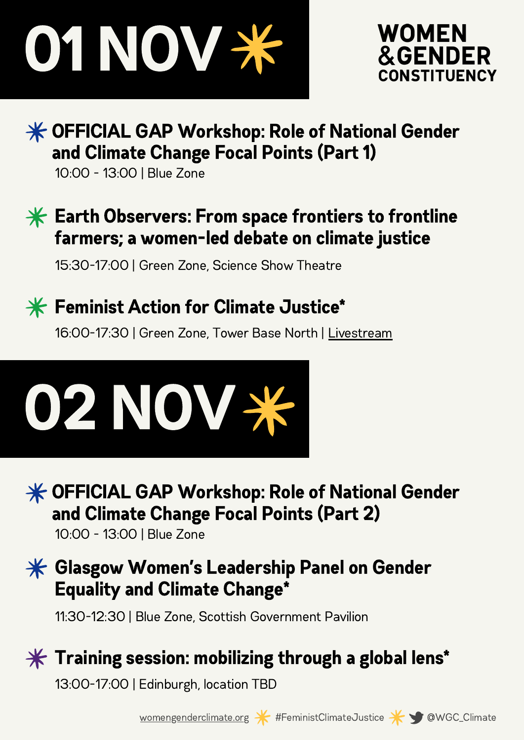# 01 NOV

**WOMEN & GENDER CONSTITUENCY**

### OFFICIAL GAP Workshop: Role of National Gender and Climate Change Focal Points (Part 1)

10:00 - 13:00 | Blue Zone

### Earth Observers: From space frontiers to frontline farmers; a women-led debate on climate justice

15:30-17:00 | Green Zone, Science Show Theatre

### Feminist Action for Climate Justice*

16:00-17:30 | Green Zone, Tower Base North | Livestream

# 02 NOV

### OFFICIAL GAP Workshop: Role of National Gender and Climate Change Focal Points (Part 2)

10:00 - 13:00 | Blue Zone

### Glasgow Women's Leadership Panel on Gender Equality and Climate Change*

11:30-12:30 | Blue Zone, Scottish Government Pavilion

### Training session: mobilizing through a global lens*

13:00-17:00 | Edinburgh, location TBD

womengenderclimate.org #FeministClimateJustice @WGC_Climate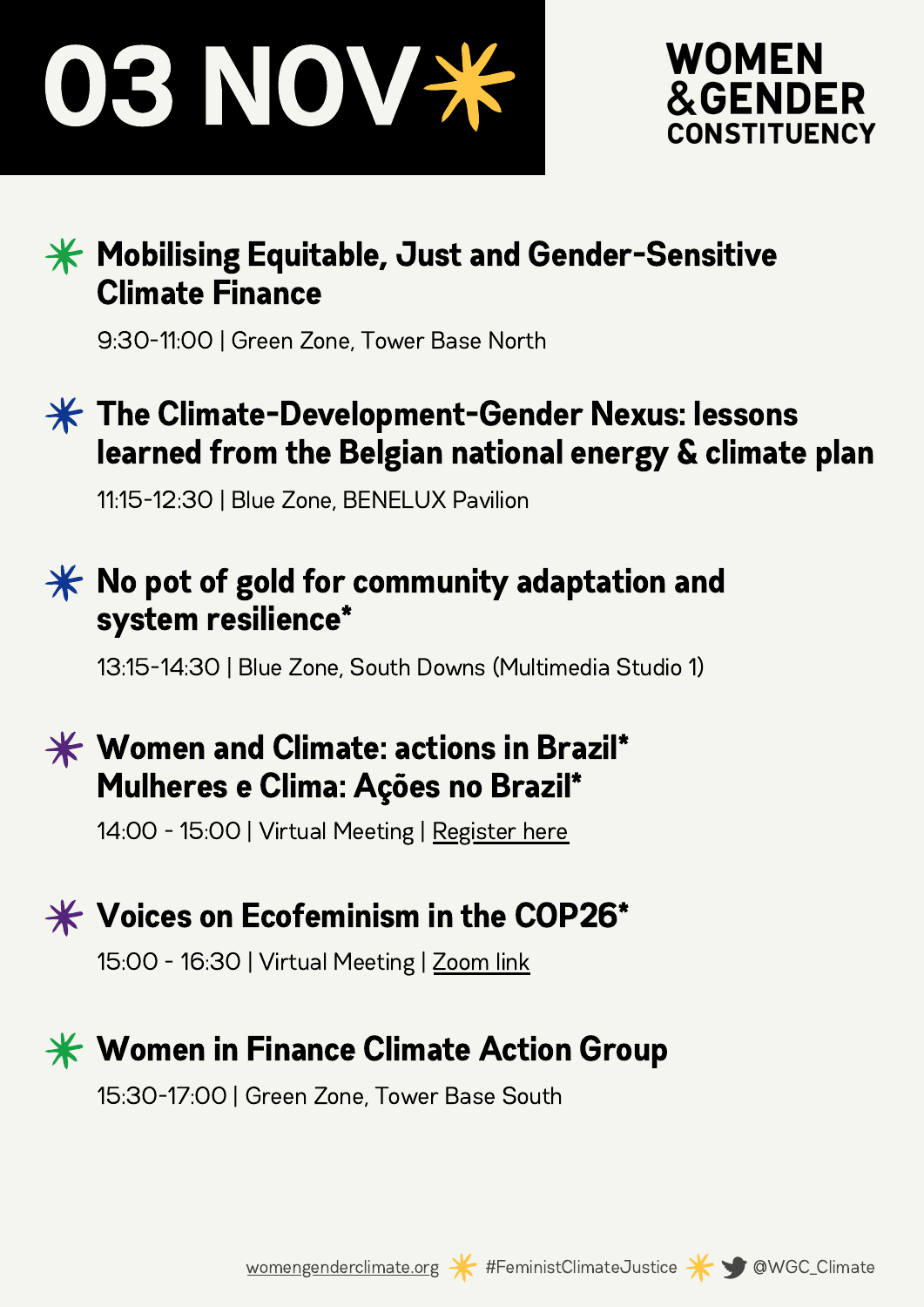# 03 NOV

WOMEN
&GENDER
CONSTITUENCY

## Mobilising Equitable, Just and Gender-Sensitive Climate Finance

9:30-11:00 | Green Zone, Tower Base North

## The Climate-Development-Gender Nexus: lessons learned from the Belgian national energy & climate plan

11:15-12:30 | Blue Zone, BENELUX Pavilion

## No pot of gold for community adaptation and system resilience*

13:15-14:30 | Blue Zone, South Downs (Multimedia Studio 1)

## Women and Climate: actions in Brazil* Mulheres e Clima: Ações no Brazil*

14:00 - 15:00 | Virtual Meeting | Register here

## Voices on Ecofeminism in the COP26*

15:00 - 16:30 | Virtual Meeting | Zoom link

## Women in Finance Climate Action Group

15:30-17:00 | Green Zone, Tower Base South

womengenderclimate.org #FeministClimateJustice @WGC_Climate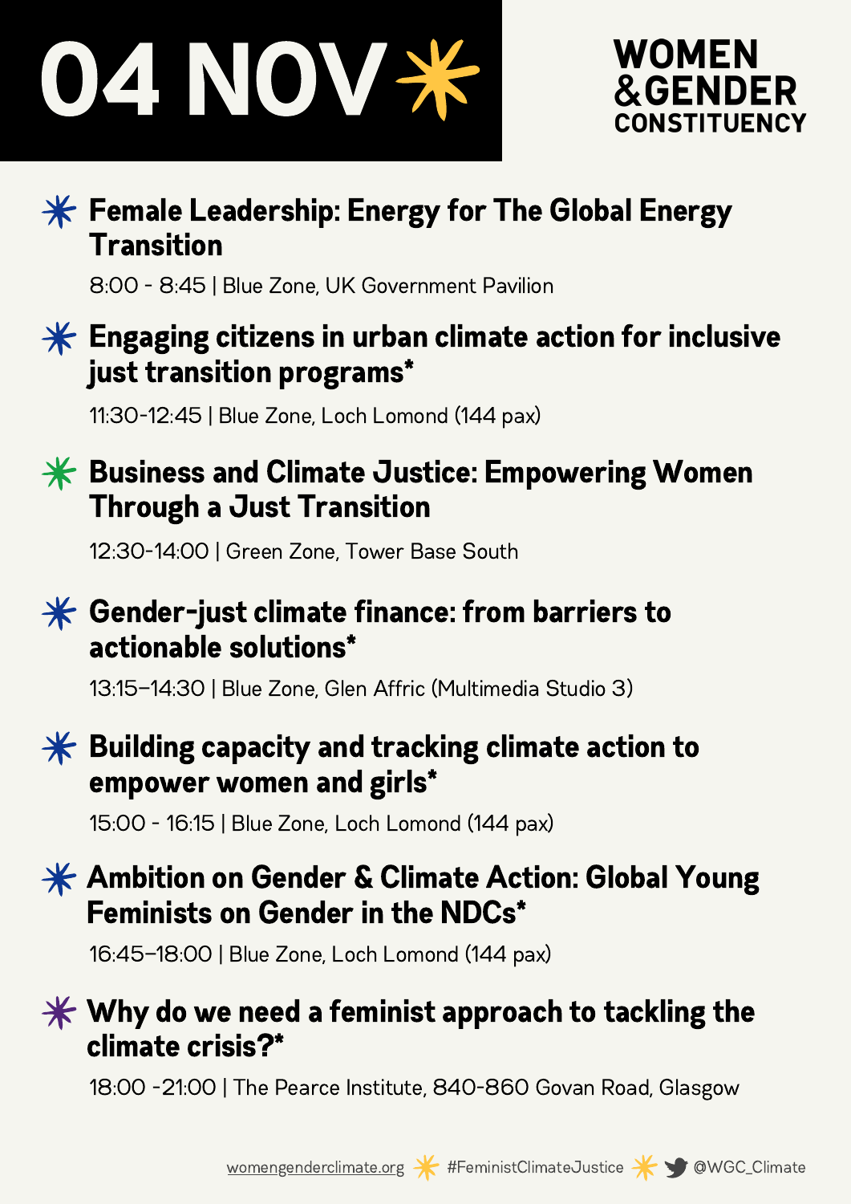# 04 NOV

WOMEN
&GENDER
CONSTITUENCY

### Female Leadership: Energy for The Global Energy Transition

8:00 - 8:45 | Blue Zone, UK Government Pavilion

### Engaging citizens in urban climate action for inclusive just transition programs*

11:30-12:45 | Blue Zone, Loch Lomond (144 pax)

### Business and Climate Justice: Empowering Women Through a Just Transition

12:30-14:00 | Green Zone, Tower Base South

### Gender-just climate finance: from barriers to actionable solutions*

13:15–14:30 | Blue Zone, Glen Affric (Multimedia Studio 3)

### Building capacity and tracking climate action to empower women and girls*

15:00 - 16:15 | Blue Zone, Loch Lomond (144 pax)

### Ambition on Gender & Climate Action: Global Young Feminists on Gender in the NDCs*

16:45–18:00 | Blue Zone, Loch Lomond (144 pax)

### Why do we need a feminist approach to tackling the climate crisis?*

18:00 -21:00 | The Pearce Institute, 840-860 Govan Road, Glasgow

womengenderclimate.org #FeministClimateJustice @WGC_Climate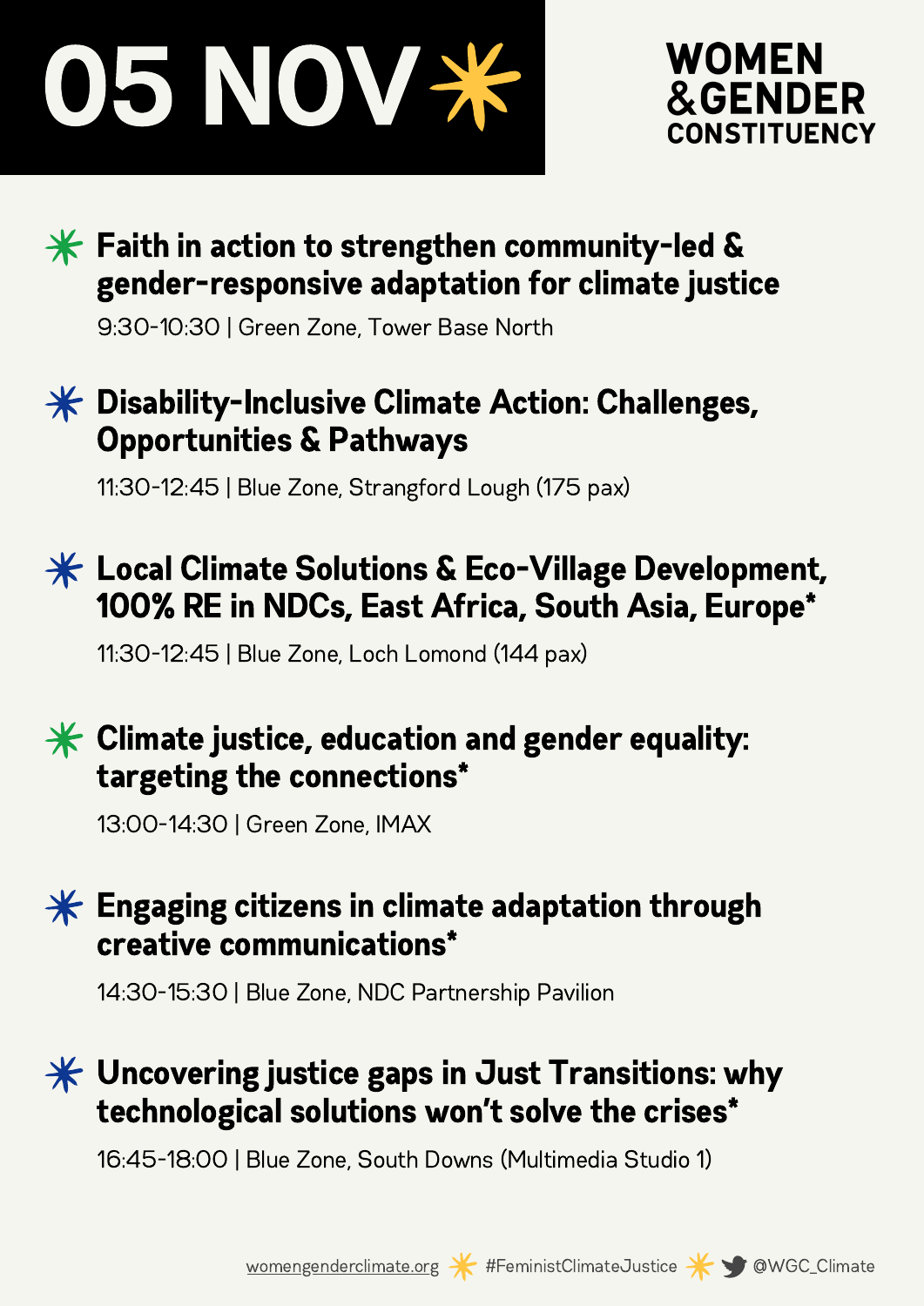# 05 NOV

WOMEN &GENDER CONSTITUENCY

### Faith in action to strengthen community-led & gender-responsive adaptation for climate justice

9:30-10:30 | Green Zone, Tower Base North

### Disability-Inclusive Climate Action: Challenges, Opportunities & Pathways

11:30-12:45 | Blue Zone, Strangford Lough (175 pax)

### Local Climate Solutions & Eco-Village Development, 100% RE in NDCs, East Africa, South Asia, Europe*

11:30-12:45 | Blue Zone, Loch Lomond (144 pax)

### Climate justice, education and gender equality: targeting the connections*

13:00-14:30 | Green Zone, IMAX

### Engaging citizens in climate adaptation through creative communications*

14:30-15:30 | Blue Zone, NDC Partnership Pavilion

### Uncovering justice gaps in Just Transitions: why technological solutions won't solve the crises*

16:45-18:00 | Blue Zone, South Downs (Multimedia Studio 1)

womengenderclimate.org #FeministClimateJustice @WGC_Climate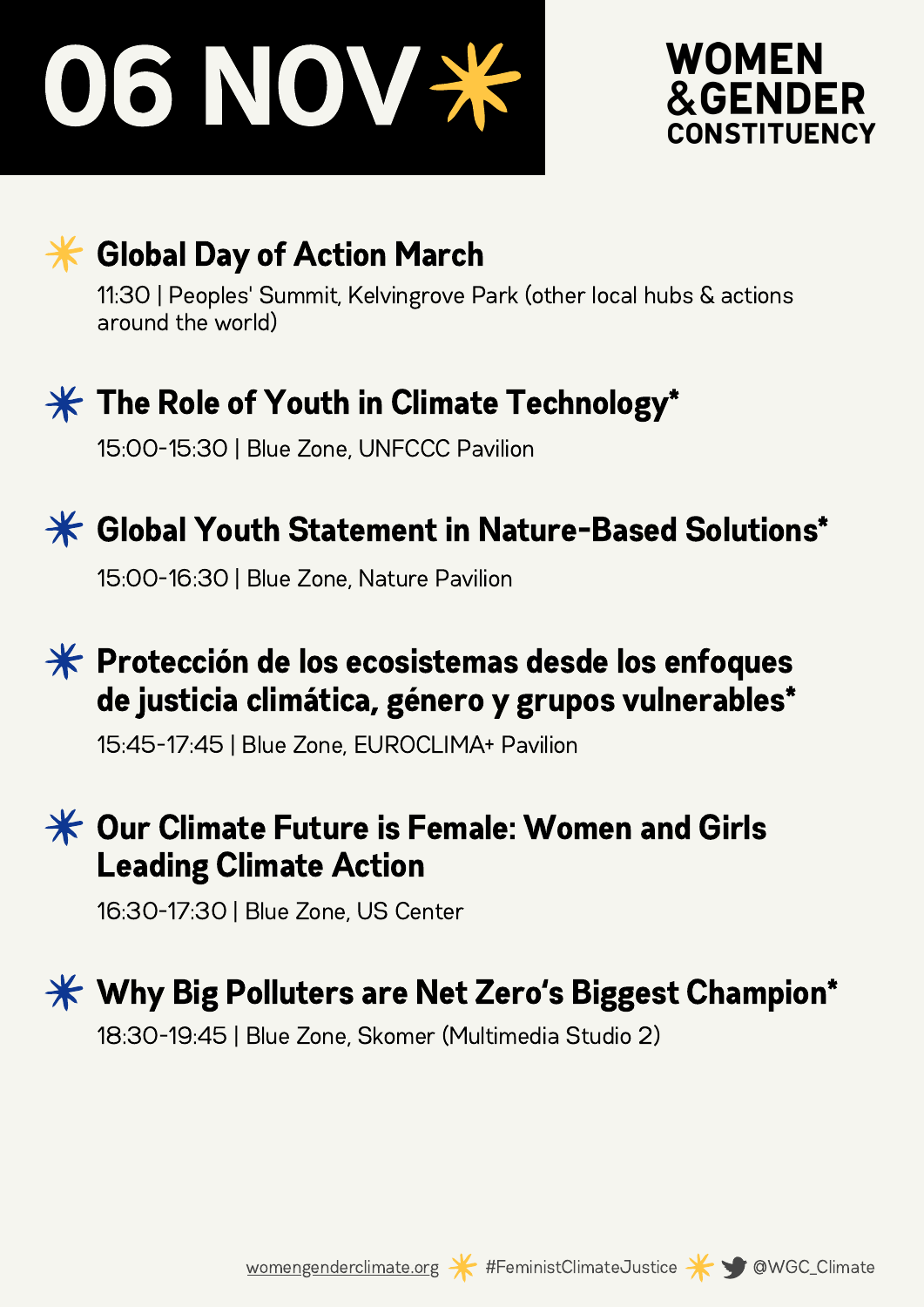# 06 NOV

WOMEN & GENDER CONSTITUENCY

## Global Day of Action March

11:30 | Peoples' Summit, Kelvingrove Park (other local hubs & actions around the world)

## The Role of Youth in Climate Technology*

15:00-15:30 | Blue Zone, UNFCCC Pavilion

## Global Youth Statement in Nature-Based Solutions*

15:00-16:30 | Blue Zone, Nature Pavilion

## Protección de los ecosistemas desde los enfoques de justicia climática, género y grupos vulnerables*

15:45-17:45 | Blue Zone, EUROCLIMA+ Pavilion

## Our Climate Future is Female: Women and Girls Leading Climate Action

16:30-17:30 | Blue Zone, US Center

## Why Big Polluters are Net Zero's Biggest Champion*

18:30-19:45 | Blue Zone, Skomer (Multimedia Studio 2)

womengenderclimate.org #FeministClimateJustice @WGC_Climate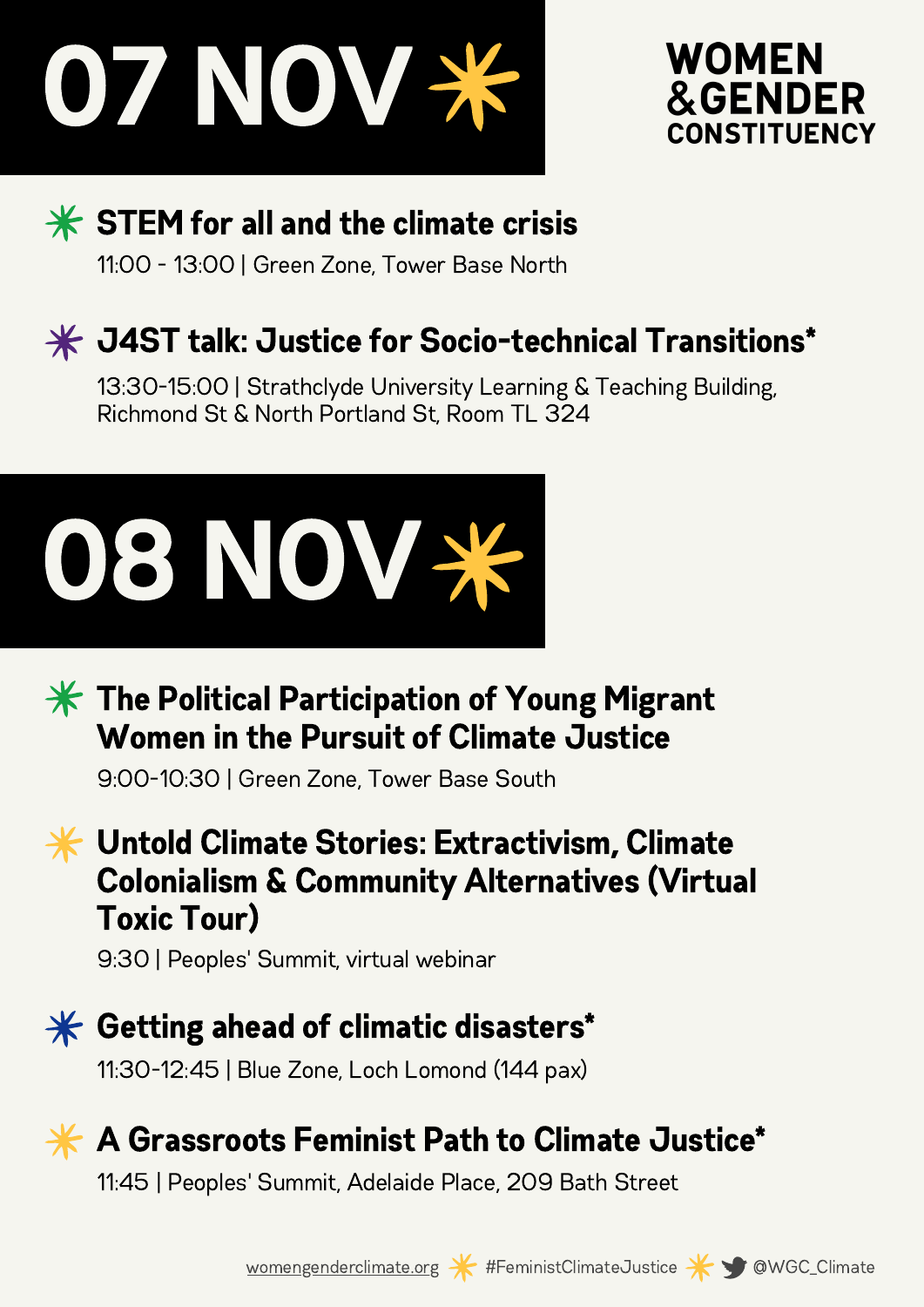# 07 NOV

**WOMEN & GENDER CONSTITUENCY**

### STEM for all and the climate crisis

11:00 - 13:00 | Green Zone, Tower Base North

### J4ST talk: Justice for Socio-technical Transitions*

13:30-15:00 | Strathclyde University Learning & Teaching Building, Richmond St & North Portland St, Room TL 324

# 08 NOV

### The Political Participation of Young Migrant Women in the Pursuit of Climate Justice

9:00-10:30 | Green Zone, Tower Base South

### Untold Climate Stories: Extractivism, Climate Colonialism & Community Alternatives (Virtual Toxic Tour)

9:30 | Peoples' Summit, virtual webinar

### Getting ahead of climatic disasters*

11:30-12:45 | Blue Zone, Loch Lomond (144 pax)

### A Grassroots Feminist Path to Climate Justice*

11:45 | Peoples' Summit, Adelaide Place, 209 Bath Street

womengenderclimate.org #FeministClimateJustice @WGC_Climate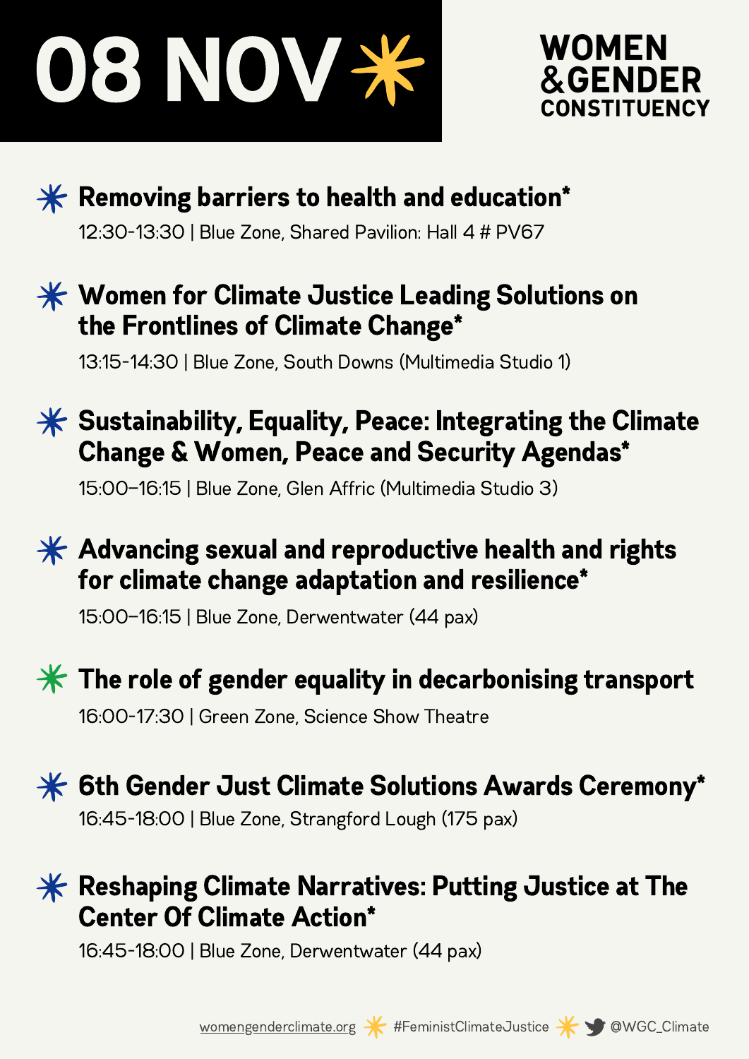# 08 NOV

WOMEN & GENDER CONSTITUENCY

### Removing barriers to health and education*

12:30-13:30 | Blue Zone, Shared Pavilion: Hall 4 # PV67

### Women for Climate Justice Leading Solutions on the Frontlines of Climate Change*

13:15-14:30 | Blue Zone, South Downs (Multimedia Studio 1)

### Sustainability, Equality, Peace: Integrating the Climate Change & Women, Peace and Security Agendas*

15:00–16:15 | Blue Zone, Glen Affric (Multimedia Studio 3)

### Advancing sexual and reproductive health and rights for climate change adaptation and resilience*

15:00–16:15 | Blue Zone, Derwentwater (44 pax)

### The role of gender equality in decarbonising transport

16:00-17:30 | Green Zone, Science Show Theatre

### 6th Gender Just Climate Solutions Awards Ceremony*

16:45-18:00 | Blue Zone, Strangford Lough (175 pax)

### Reshaping Climate Narratives: Putting Justice at The Center Of Climate Action*

16:45-18:00 | Blue Zone, Derwentwater (44 pax)

womengenderclimate.org #FeministClimateJustice @WGC_Climate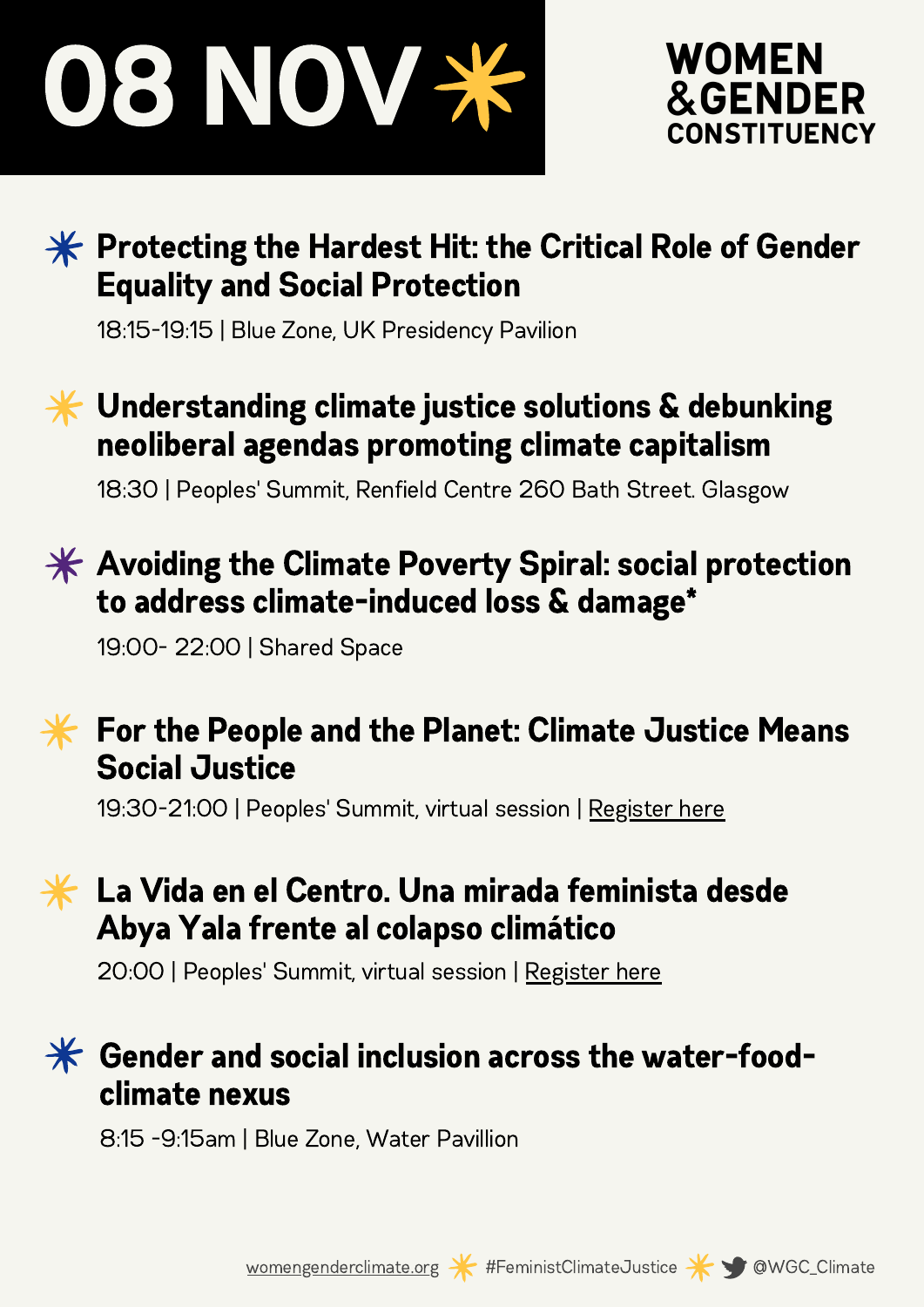# 08 NOV

WOMEN &GENDER CONSTITUENCY

### Protecting the Hardest Hit: the Critical Role of Gender Equality and Social Protection

18:15-19:15 | Blue Zone, UK Presidency Pavilion

### Understanding climate justice solutions & debunking neoliberal agendas promoting climate capitalism

18:30 | Peoples' Summit, Renfield Centre 260 Bath Street. Glasgow

### Avoiding the Climate Poverty Spiral: social protection to address climate-induced loss & damage*

19:00- 22:00 | Shared Space

### For the People and the Planet: Climate Justice Means Social Justice

19:30-21:00 | Peoples' Summit, virtual session | Register here

### La Vida en el Centro. Una mirada feminista desde Abya Yala frente al colapso climático

20:00 | Peoples' Summit, virtual session | Register here

### Gender and social inclusion across the water-food-climate nexus

8:15 -9:15am | Blue Zone, Water Pavillion

womengenderclimate.org #FeministClimateJustice @WGC_Climate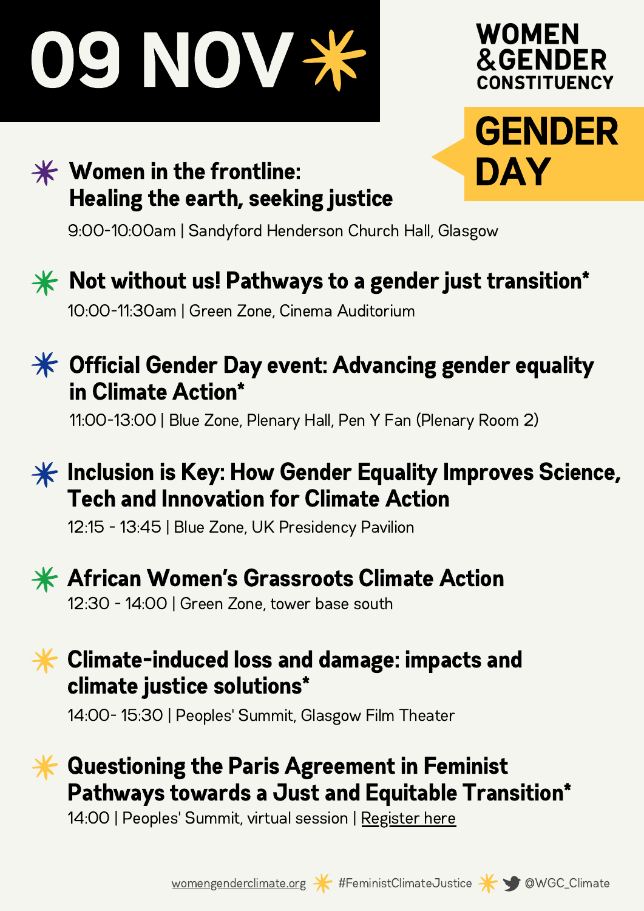# 09 NOV

**WOMEN & GENDER CONSTITUENCY**

## GENDER DAY

### Women in the frontline: Healing the earth, seeking justice

9:00-10:00am | Sandyford Henderson Church Hall, Glasgow

### Not without us! Pathways to a gender just transition*

10:00-11:30am | Green Zone, Cinema Auditorium

### Official Gender Day event: Advancing gender equality in Climate Action*

11:00-13:00 | Blue Zone, Plenary Hall, Pen Y Fan (Plenary Room 2)

### Inclusion is Key: How Gender Equality Improves Science, Tech and Innovation for Climate Action

12:15 - 13:45 | Blue Zone, UK Presidency Pavilion

### African Women's Grassroots Climate Action

12:30 - 14:00 | Green Zone, tower base south

### Climate-induced loss and damage: impacts and climate justice solutions*

14:00- 15:30 | Peoples' Summit, Glasgow Film Theater

### Questioning the Paris Agreement in Feminist Pathways towards a Just and Equitable Transition*

14:00 | Peoples' Summit, virtual session | Register here

womengenderclimate.org #FeministClimateJustice @WGC_Climate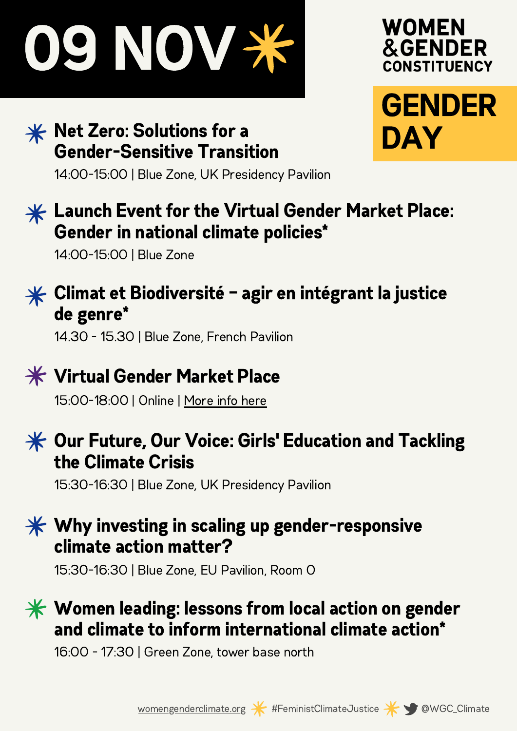# 09 NOV

**WOMEN & GENDER CONSTITUENCY**

## GENDER DAY

### Net Zero: Solutions for a Gender-Sensitive Transition

14:00-15:00 | Blue Zone, UK Presidency Pavilion

### Launch Event for the Virtual Gender Market Place: Gender in national climate policies*

14:00-15:00 | Blue Zone

### Climat et Biodiversité – agir en intégrant la justice de genre*

14.30 - 15.30 | Blue Zone, French Pavilion

### Virtual Gender Market Place

15:00-18:00 | Online | More info here

### Our Future, Our Voice: Girls' Education and Tackling the Climate Crisis

15:30-16:30 | Blue Zone, UK Presidency Pavilion

### Why investing in scaling up gender-responsive climate action matter?

15:30-16:30 | Blue Zone, EU Pavilion, Room O

### Women leading: lessons from local action on gender and climate to inform international climate action*

16:00 - 17:30 | Green Zone, tower base north

womengenderclimate.org #FeministClimateJustice @WGC_Climate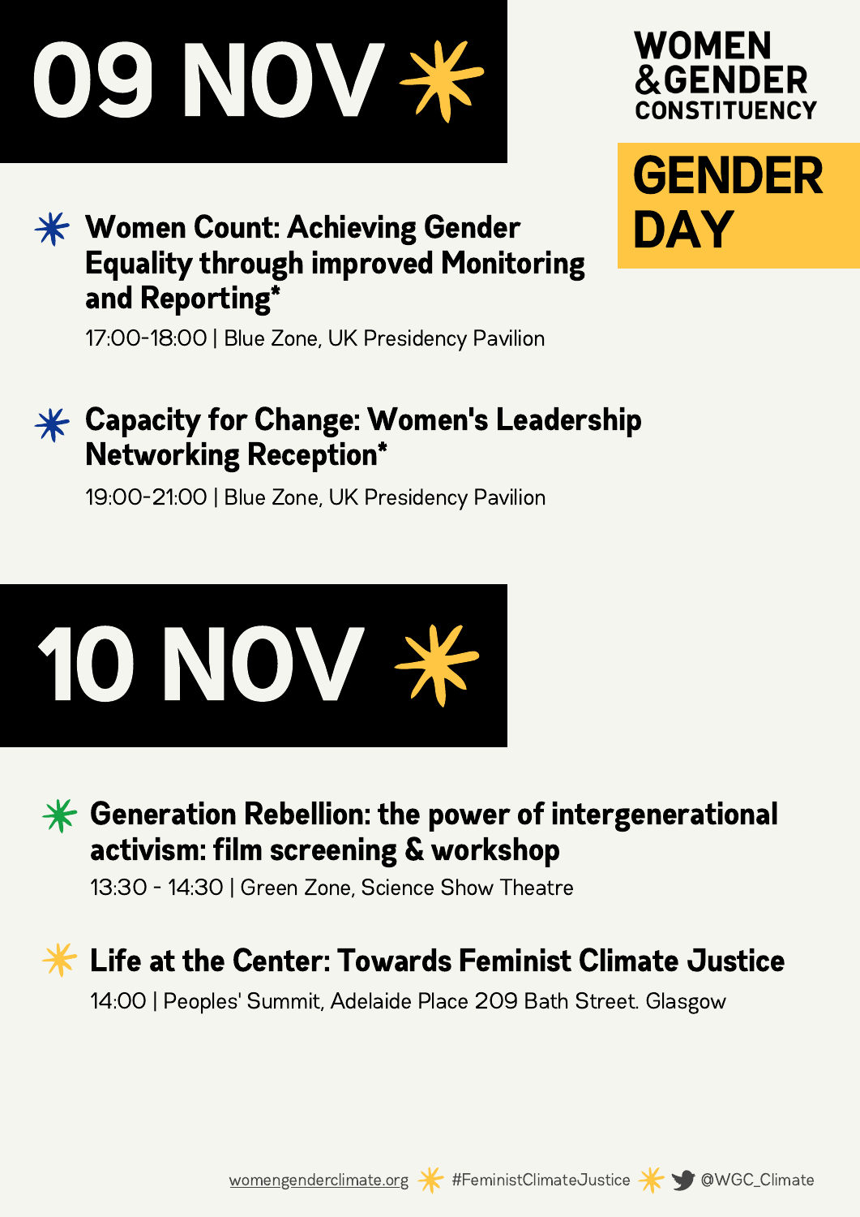# 09 NOV

**WOMEN & GENDER CONSTITUENCY**

**GENDER DAY**

### Women Count: Achieving Gender Equality through improved Monitoring and Reporting*

17:00-18:00 | Blue Zone, UK Presidency Pavilion

### Capacity for Change: Women's Leadership Networking Reception*

19:00-21:00 | Blue Zone, UK Presidency Pavilion

# 10 NOV

### Generation Rebellion: the power of intergenerational activism: film screening & workshop

13:30 - 14:30 | Green Zone, Science Show Theatre

### Life at the Center: Towards Feminist Climate Justice

14:00 | Peoples' Summit, Adelaide Place 209 Bath Street. Glasgow

womengenderclimate.org #FeministClimateJustice @WGC_Climate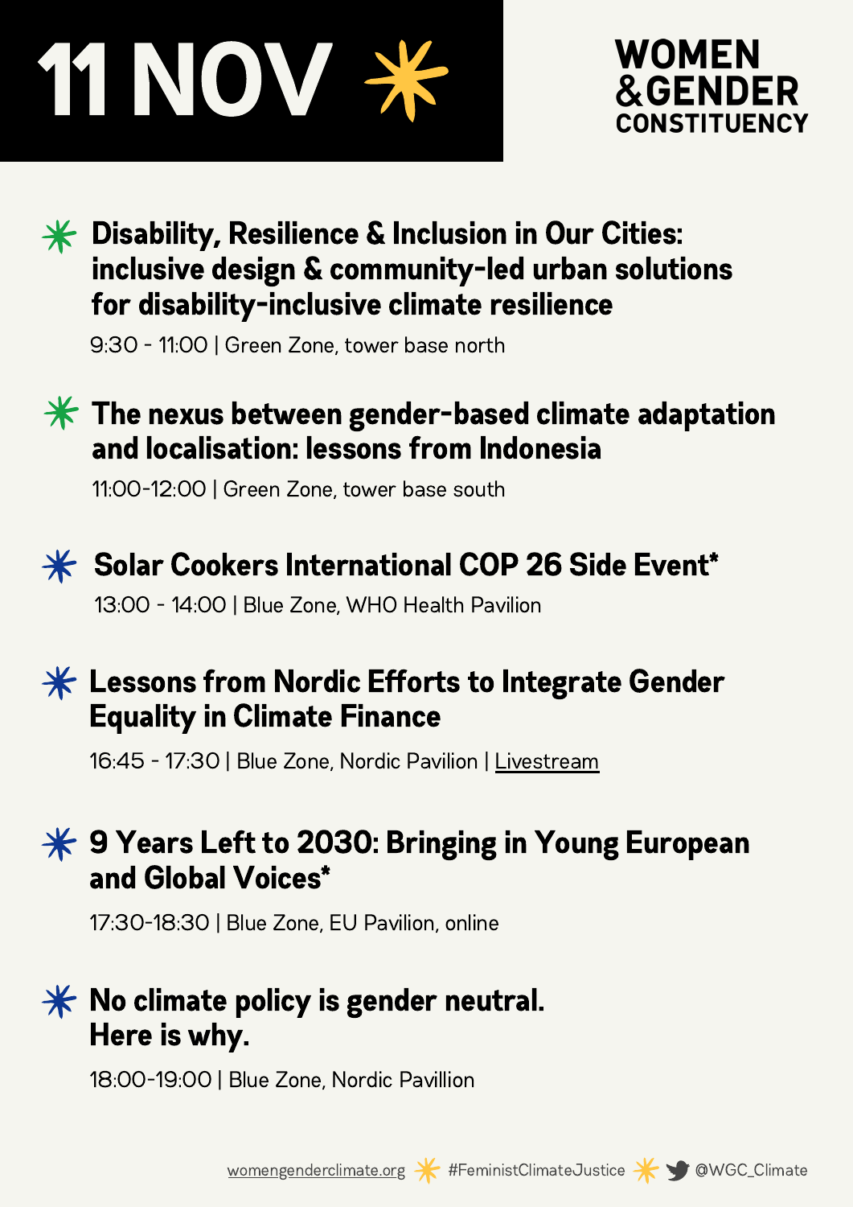# 11 NOV

WOMEN & GENDER CONSTITUENCY

### Disability, Resilience & Inclusion in Our Cities: inclusive design & community-led urban solutions for disability-inclusive climate resilience

9:30 - 11:00 | Green Zone, tower base north

### The nexus between gender-based climate adaptation and localisation: lessons from Indonesia

11:00-12:00 | Green Zone, tower base south

### Solar Cookers International COP 26 Side Event*

13:00 - 14:00 | Blue Zone, WHO Health Pavilion

### Lessons from Nordic Efforts to Integrate Gender Equality in Climate Finance

16:45 - 17:30 | Blue Zone, Nordic Pavilion | Livestream

### 9 Years Left to 2030: Bringing in Young European and Global Voices*

17:30-18:30 | Blue Zone, EU Pavilion, online

### No climate policy is gender neutral. Here is why.

18:00-19:00 | Blue Zone, Nordic Pavillion

womengenderclimate.org #FeministClimateJustice @WGC_Climate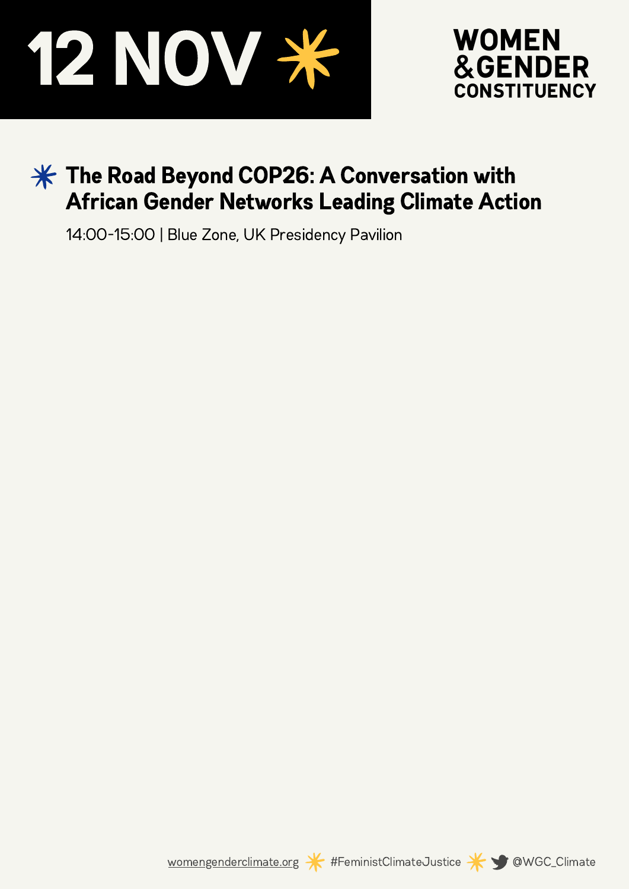# 12 NOV

**WOMEN & GENDER CONSTITUENCY**

### The Road Beyond COP26: A Conversation with African Gender Networks Leading Climate Action

14:00-15:00 | Blue Zone, UK Presidency Pavilion

womengenderclimate.org #FeministClimateJustice @WGC_Climate